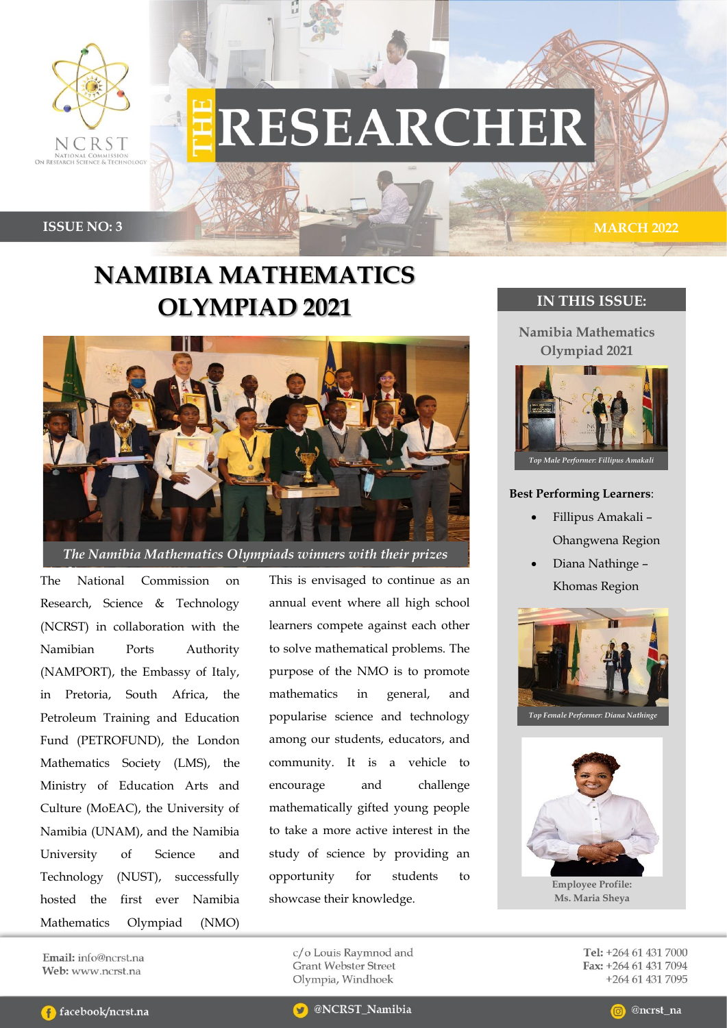# THE RESEARCHER

**ISSUE NO: 3** | **MARCH 2022**

## NAMIBIA MATHEMATICS OLYMPIAD 2021

*The Namibia Mathematics Olympiads winners with their prizes*

The National Commission on Research, Science & Technology (NCRST) in collaboration with the Namibian Ports Authority (NAMPORT), the Embassy of Italy, in Pretoria, South Africa, the Petroleum Training and Education Fund (PETROFUND), the London Mathematics Society (LMS), the Ministry of Education Arts and Culture (MoEAC), the University of Namibia (UNAM), and the Namibia University of Science and Technology (NUST), successfully hosted the first ever Namibia Mathematics Olympiad (NMO)

This is envisaged to continue as an annual event where all high school learners compete against each other to solve mathematical problems. The purpose of the NMO is to promote mathematics in general, and popularise science and technology among our students, educators, and community. It is a vehicle to encourage and challenge mathematically gifted young people to take a more active interest in the study of science by providing an opportunity for students to showcase their knowledge.

### IN THIS ISSUE:

**Namibia Mathematics Olympiad 2021**

*Top Male Performer: Fillipus Amakali*

**Best Performing Learners**:

- Fillipus Amakali – Ohangwena Region
- Diana Nathinge – Khomas Region

*Top Female Performer: Diana Nathinge*

**Employee Profile: Ms. Maria Sheya**

**Email:** info@ncrst.na
**Web:** www.ncrst.na

c/o Louis Raymnod and Grant Webster Street
Olympia, Windhoek

**Tel:** +264 61 431 7000
**Fax:** +264 61 431 7094
+264 61 431 7095

facebook/ncrst.na | @NCRST_Namibia | @ncrst_na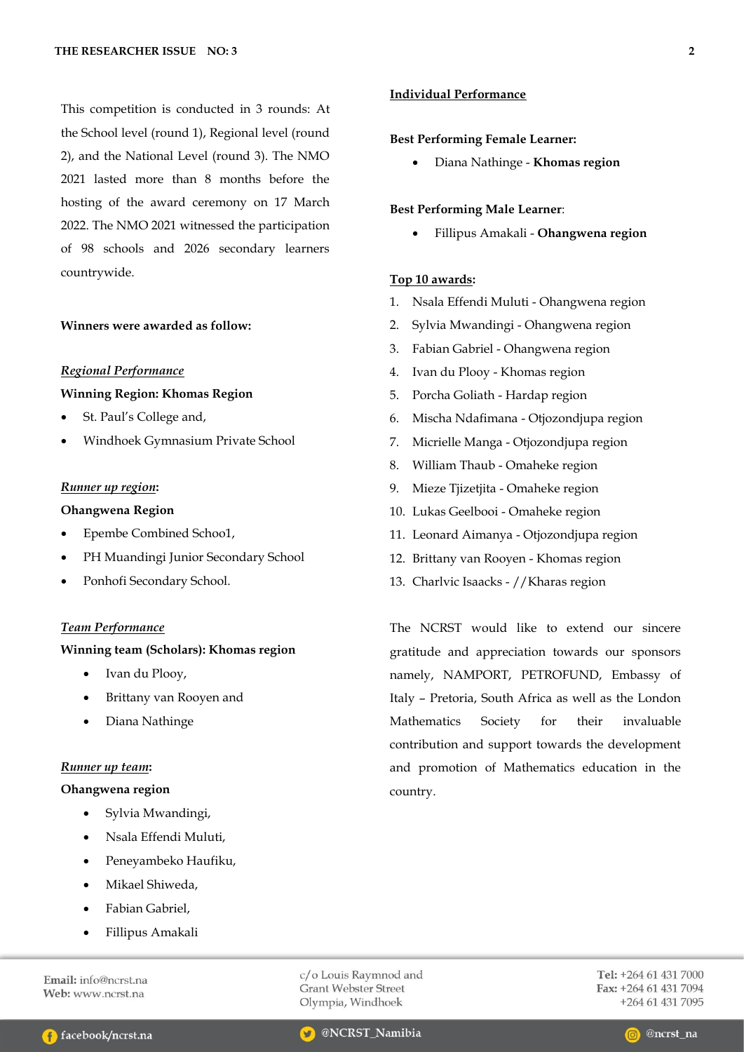This competition is conducted in 3 rounds: At the School level (round 1), Regional level (round 2), and the National Level (round 3). The NMO 2021 lasted more than 8 months before the hosting of the award ceremony on 17 March 2022. The NMO 2021 witnessed the participation of 98 schools and 2026 secondary learners countrywide.

**Winners were awarded as follow:**

***Regional Performance***

**Winning Region: Khomas Region**

- St. Paul's College and,
- Windhoek Gymnasium Private School

***Runner up region*:**

**Ohangwena Region**

- Epembe Combined Schoo1,
- PH Muandingi Junior Secondary School
- Ponhofi Secondary School.

***Team Performance***

**Winning team (Scholars): Khomas region**

- Ivan du Plooy,
- Brittany van Rooyen and
- Diana Nathinge

***Runner up team*:**

**Ohangwena region**

- Sylvia Mwandingi,
- Nsala Effendi Muluti,
- Peneyambeko Haufiku,
- Mikael Shiweda,
- Fabian Gabriel,
- Fillipus Amakali

**Individual Performance**

**Best Performing Female Learner:**

- Diana Nathinge - **Khomas region**

**Best Performing Male Learner**:

- Fillipus Amakali - **Ohangwena region**

**Top 10 awards:**

1. Nsala Effendi Muluti - Ohangwena region
2. Sylvia Mwandingi - Ohangwena region
3. Fabian Gabriel - Ohangwena region
4. Ivan du Plooy - Khomas region
5. Porcha Goliath - Hardap region
6. Mischa Ndafimana - Otjozondjupa region
7. Micrielle Manga - Otjozondjupa region
8. William Thaub - Omaheke region
9. Mieze Tjizetjita - Omaheke region
10. Lukas Geelbooi - Omaheke region
11. Leonard Aimanya - Otjozondjupa region
12. Brittany van Rooyen - Khomas region
13. Charlvic Isaacks - //Kharas region

The NCRST would like to extend our sincere gratitude and appreciation towards our sponsors namely, NAMPORT, PETROFUND, Embassy of Italy – Pretoria, South Africa as well as the London Mathematics Society for their invaluable contribution and support towards the development and promotion of Mathematics education in the country.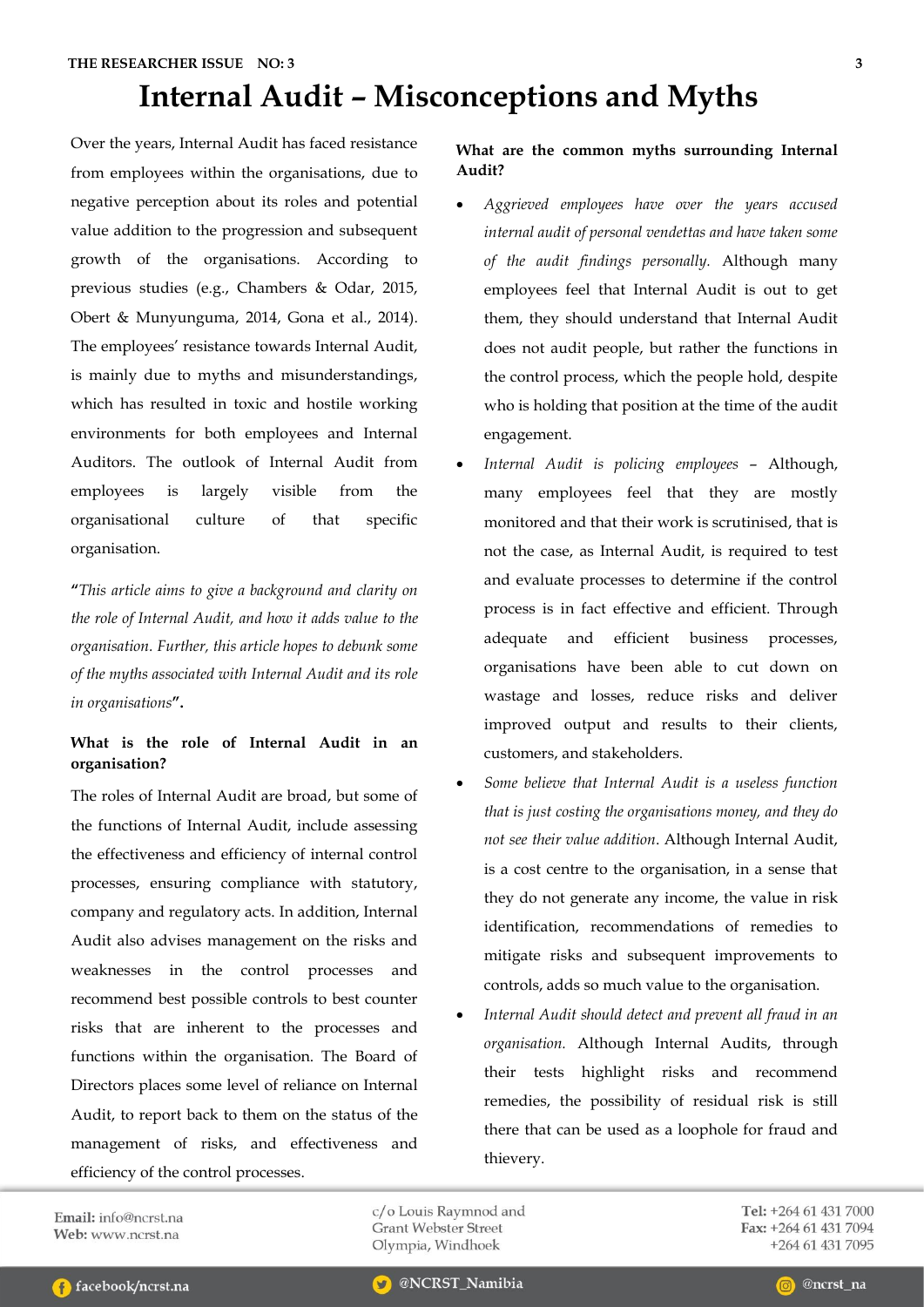# Internal Audit – Misconceptions and Myths

Over the years, Internal Audit has faced resistance from employees within the organisations, due to negative perception about its roles and potential value addition to the progression and subsequent growth of the organisations. According to previous studies (e.g., Chambers & Odar, 2015, Obert & Munyunguma, 2014, Gona et al., 2014). The employees' resistance towards Internal Audit, is mainly due to myths and misunderstandings, which has resulted in toxic and hostile working environments for both employees and Internal Auditors. The outlook of Internal Audit from employees is largely visible from the organisational culture of that specific organisation.

**"***This article aims to give a background and clarity on the role of Internal Audit, and how it adds value to the organisation. Further, this article hopes to debunk some of the myths associated with Internal Audit and its role in organisations***".**

### What is the role of Internal Audit in an organisation?

The roles of Internal Audit are broad, but some of the functions of Internal Audit, include assessing the effectiveness and efficiency of internal control processes, ensuring compliance with statutory, company and regulatory acts. In addition, Internal Audit also advises management on the risks and weaknesses in the control processes and recommend best possible controls to best counter risks that are inherent to the processes and functions within the organisation. The Board of Directors places some level of reliance on Internal Audit, to report back to them on the status of the management of risks, and effectiveness and efficiency of the control processes.

### What are the common myths surrounding Internal Audit?

- *Aggrieved employees have over the years accused internal audit of personal vendettas and have taken some of the audit findings personally.* Although many employees feel that Internal Audit is out to get them, they should understand that Internal Audit does not audit people, but rather the functions in the control process, which the people hold, despite who is holding that position at the time of the audit engagement.
- *Internal Audit is policing employees* – Although, many employees feel that they are mostly monitored and that their work is scrutinised, that is not the case, as Internal Audit, is required to test and evaluate processes to determine if the control process is in fact effective and efficient. Through adequate and efficient business processes, organisations have been able to cut down on wastage and losses, reduce risks and deliver improved output and results to their clients, customers, and stakeholders.
- *Some believe that Internal Audit is a useless function that is just costing the organisations money, and they do not see their value addition*. Although Internal Audit, is a cost centre to the organisation, in a sense that they do not generate any income, the value in risk identification, recommendations of remedies to mitigate risks and subsequent improvements to controls, adds so much value to the organisation.
- *Internal Audit should detect and prevent all fraud in an organisation.* Although Internal Audits, through their tests highlight risks and recommend remedies, the possibility of residual risk is still there that can be used as a loophole for fraud and thievery.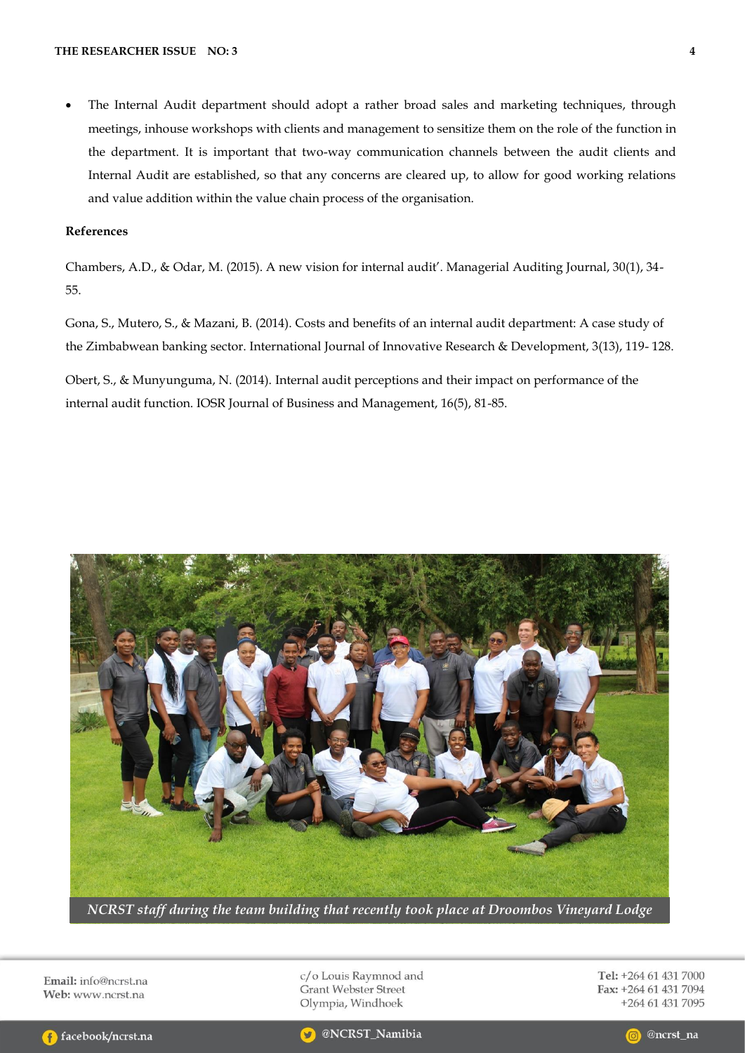- The Internal Audit department should adopt a rather broad sales and marketing techniques, through meetings, inhouse workshops with clients and management to sensitize them on the role of the function in the department. It is important that two-way communication channels between the audit clients and Internal Audit are established, so that any concerns are cleared up, to allow for good working relations and value addition within the value chain process of the organisation.

**References**

Chambers, A.D., & Odar, M. (2015). A new vision for internal audit'. Managerial Auditing Journal, 30(1), 34-55.

Gona, S., Mutero, S., & Mazani, B. (2014). Costs and benefits of an internal audit department: A case study of the Zimbabwean banking sector. International Journal of Innovative Research & Development, 3(13), 119- 128.

Obert, S., & Munyunguma, N. (2014). Internal audit perceptions and their impact on performance of the internal audit function. IOSR Journal of Business and Management, 16(5), 81-85.

*NCRST staff during the team building that recently took place at Droombos Vineyard Lodge*

**Email:** info@ncrst.na
**Web:** www.ncrst.na

c/o Louis Raymnod and
Grant Webster Street
Olympia, Windhoek

**Tel:** +264 61 431 7000
**Fax:** +264 61 431 7094
+264 61 431 7095

facebook/ncrst.na | @NCRST_Namibia | @ncrst_na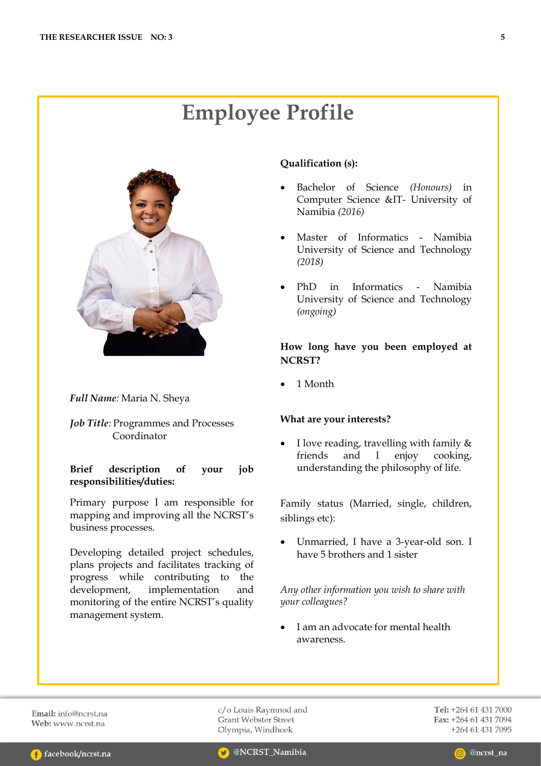# Employee Profile

***Full Name:*** Maria N. Sheya

***Job Title:*** Programmes and Processes Coordinator

**Brief description of your job responsibilities/duties:**

Primary purpose I am responsible for mapping and improving all the NCRST's business processes.

Developing detailed project schedules, plans projects and facilitates tracking of progress while contributing to the development, implementation and monitoring of the entire NCRST's quality management system.

**Qualification (s):**

- Bachelor of Science *(Honours)* in Computer Science &IT- University of Namibia *(2016)*
- Master of Informatics - Namibia University of Science and Technology *(2018)*
- PhD in Informatics - Namibia University of Science and Technology *(ongoing)*

**How long have you been employed at NCRST?**

- 1 Month

**What are your interests?**

- I love reading, travelling with family & friends and I enjoy cooking, understanding the philosophy of life.

Family status (Married, single, children, siblings etc):

- Unmarried, I have a 3-year-old son. I have 5 brothers and 1 sister

*Any other information you wish to share with your colleagues?*

- I am an advocate for mental health awareness.

**Email:** info@ncrst.na
**Web:** www.ncrst.na

c/o Louis Raymnod and Grant Webster Street
Olympia, Windhoek

**Tel:** +264 61 431 7000
**Fax:** +264 61 431 7094
+264 61 431 7095

facebook/ncrst.na

@NCRST_Namibia

@ncrst_na